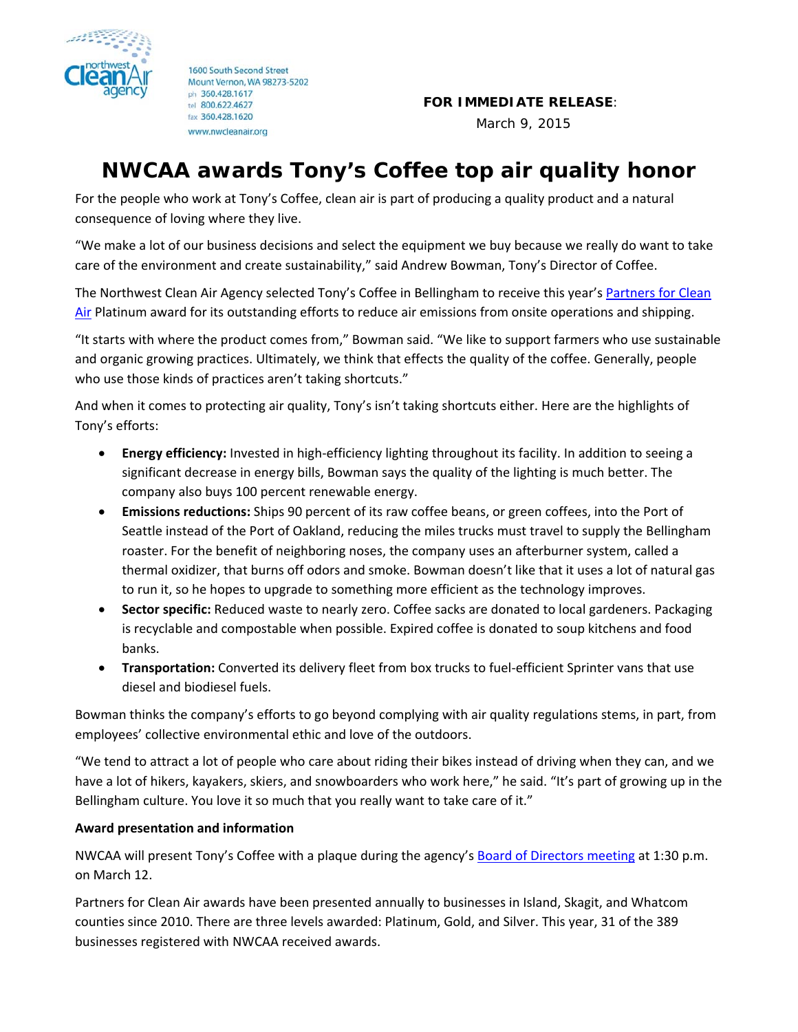1600 South Second Street
Mount Vernon, WA 98273-5202
ph 360.428.1617
tel 800.622.4627
fax 360.428.1620
www.nwcleanair.org

**FOR IMMEDIATE RELEASE**:
March 9, 2015

# NWCAA awards Tony's Coffee top air quality honor

For the people who work at Tony's Coffee, clean air is part of producing a quality product and a natural consequence of loving where they live.

"We make a lot of our business decisions and select the equipment we buy because we really do want to take care of the environment and create sustainability," said Andrew Bowman, Tony's Director of Coffee.

The Northwest Clean Air Agency selected Tony's Coffee in Bellingham to receive this year's Partners for Clean Air Platinum award for its outstanding efforts to reduce air emissions from onsite operations and shipping.

"It starts with where the product comes from," Bowman said. "We like to support farmers who use sustainable and organic growing practices. Ultimately, we think that effects the quality of the coffee. Generally, people who use those kinds of practices aren't taking shortcuts."

And when it comes to protecting air quality, Tony's isn't taking shortcuts either. Here are the highlights of Tony's efforts:

- **Energy efficiency:** Invested in high-efficiency lighting throughout its facility. In addition to seeing a significant decrease in energy bills, Bowman says the quality of the lighting is much better. The company also buys 100 percent renewable energy.
- **Emissions reductions:** Ships 90 percent of its raw coffee beans, or green coffees, into the Port of Seattle instead of the Port of Oakland, reducing the miles trucks must travel to supply the Bellingham roaster. For the benefit of neighboring noses, the company uses an afterburner system, called a thermal oxidizer, that burns off odors and smoke. Bowman doesn't like that it uses a lot of natural gas to run it, so he hopes to upgrade to something more efficient as the technology improves.
- **Sector specific:** Reduced waste to nearly zero. Coffee sacks are donated to local gardeners. Packaging is recyclable and compostable when possible. Expired coffee is donated to soup kitchens and food banks.
- **Transportation:** Converted its delivery fleet from box trucks to fuel-efficient Sprinter vans that use diesel and biodiesel fuels.

Bowman thinks the company's efforts to go beyond complying with air quality regulations stems, in part, from employees' collective environmental ethic and love of the outdoors.

"We tend to attract a lot of people who care about riding their bikes instead of driving when they can, and we have a lot of hikers, kayakers, skiers, and snowboarders who work here," he said. "It's part of growing up in the Bellingham culture. You love it so much that you really want to take care of it."

**Award presentation and information**

NWCAA will present Tony's Coffee with a plaque during the agency's Board of Directors meeting at 1:30 p.m. on March 12.

Partners for Clean Air awards have been presented annually to businesses in Island, Skagit, and Whatcom counties since 2010. There are three levels awarded: Platinum, Gold, and Silver. This year, 31 of the 389 businesses registered with NWCAA received awards.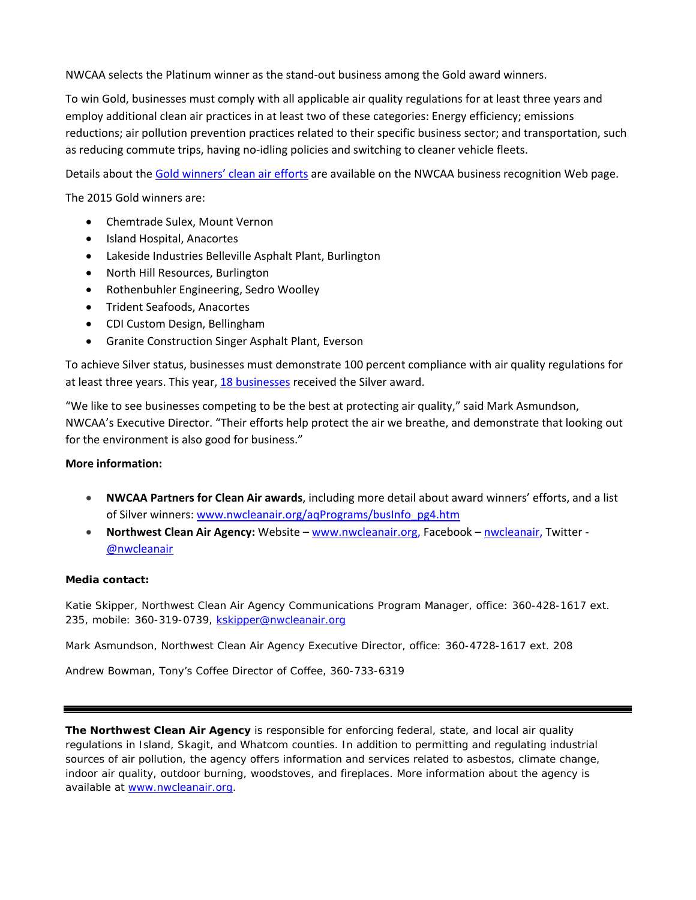NWCAA selects the Platinum winner as the stand-out business among the Gold award winners.

To win Gold, businesses must comply with all applicable air quality regulations for at least three years and employ additional clean air practices in at least two of these categories: Energy efficiency; emissions reductions; air pollution prevention practices related to their specific business sector; and transportation, such as reducing commute trips, having no-idling policies and switching to cleaner vehicle fleets.

Details about the Gold winners' clean air efforts are available on the NWCAA business recognition Web page.

The 2015 Gold winners are:

- Chemtrade Sulex, Mount Vernon
- Island Hospital, Anacortes
- Lakeside Industries Belleville Asphalt Plant, Burlington
- North Hill Resources, Burlington
- Rothenbuhler Engineering, Sedro Woolley
- Trident Seafoods, Anacortes
- CDI Custom Design, Bellingham
- Granite Construction Singer Asphalt Plant, Everson

To achieve Silver status, businesses must demonstrate 100 percent compliance with air quality regulations for at least three years. This year, 18 businesses received the Silver award.

"We like to see businesses competing to be the best at protecting air quality," said Mark Asmundson, NWCAA's Executive Director. "Their efforts help protect the air we breathe, and demonstrate that looking out for the environment is also good for business."

**More information:**

- **NWCAA Partners for Clean Air awards**, including more detail about award winners' efforts, and a list of Silver winners: www.nwcleanair.org/aqPrograms/busInfo_pg4.htm
- **Northwest Clean Air Agency:** Website – www.nwcleanair.org, Facebook – nwcleanair, Twitter - @nwcleanair

**Media contact:**

Katie Skipper, Northwest Clean Air Agency Communications Program Manager, office: 360-428-1617 ext. 235, mobile: 360-319-0739, kskipper@nwcleanair.org

Mark Asmundson, Northwest Clean Air Agency Executive Director, office: 360-4728-1617 ext. 208

Andrew Bowman, Tony's Coffee Director of Coffee, 360-733-6319

---

**The Northwest Clean Air Agency** is responsible for enforcing federal, state, and local air quality regulations in Island, Skagit, and Whatcom counties. In addition to permitting and regulating industrial sources of air pollution, the agency offers information and services related to asbestos, climate change, indoor air quality, outdoor burning, woodstoves, and fireplaces. More information about the agency is available at www.nwcleanair.org.